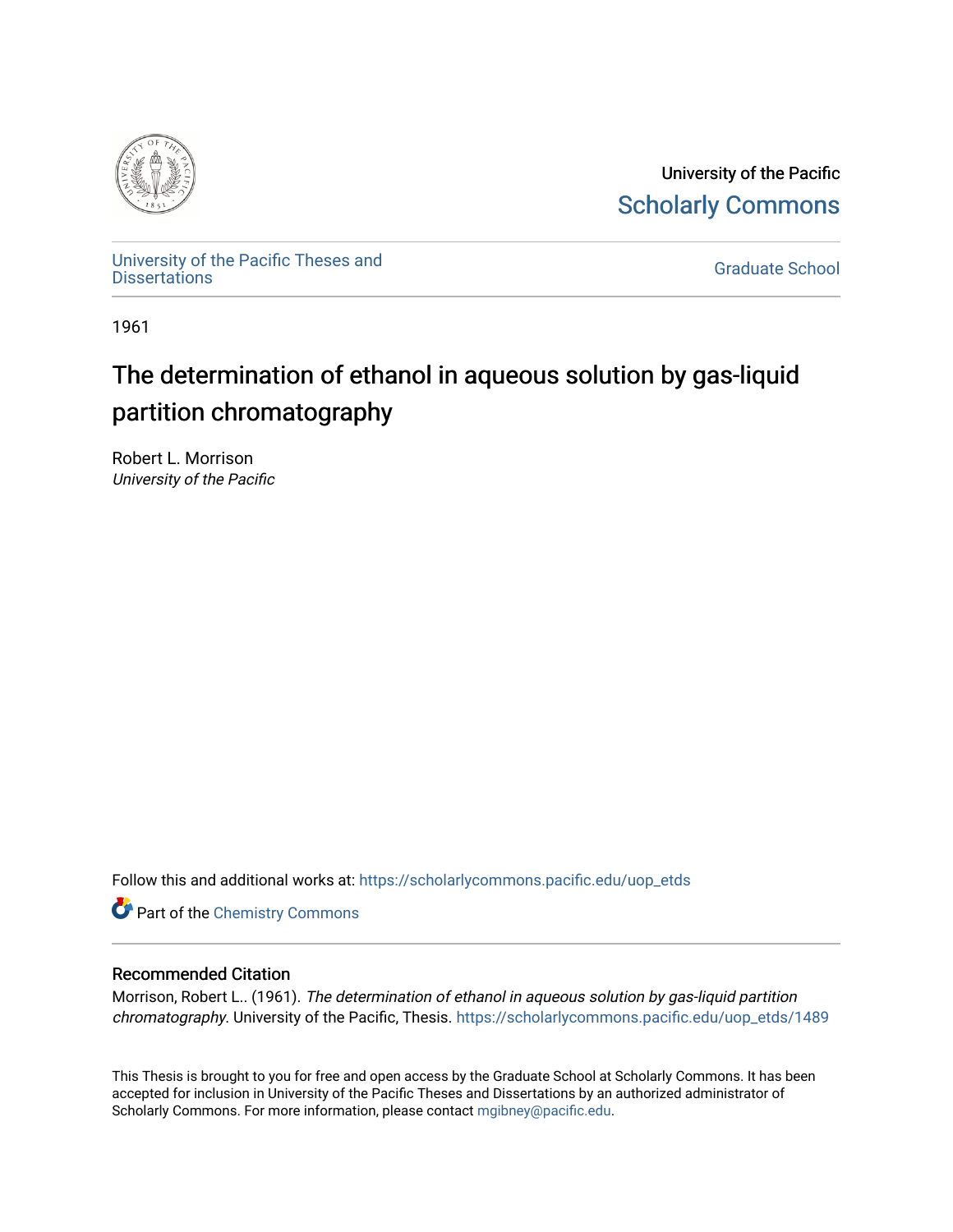University of the Pacific
Scholarly Commons

University of the Pacific Theses and Dissertations

Graduate School

1961

# The determination of ethanol in aqueous solution by gas-liquid partition chromatography

Robert L. Morrison
*University of the Pacific*

Follow this and additional works at: https://scholarlycommons.pacific.edu/uop_etds

Part of the Chemistry Commons

## Recommended Citation

Morrison, Robert L.. (1961). *The determination of ethanol in aqueous solution by gas-liquid partition chromatography*. University of the Pacific, Thesis. https://scholarlycommons.pacific.edu/uop_etds/1489

This Thesis is brought to you for free and open access by the Graduate School at Scholarly Commons. It has been accepted for inclusion in University of the Pacific Theses and Dissertations by an authorized administrator of Scholarly Commons. For more information, please contact mgibney@pacific.edu.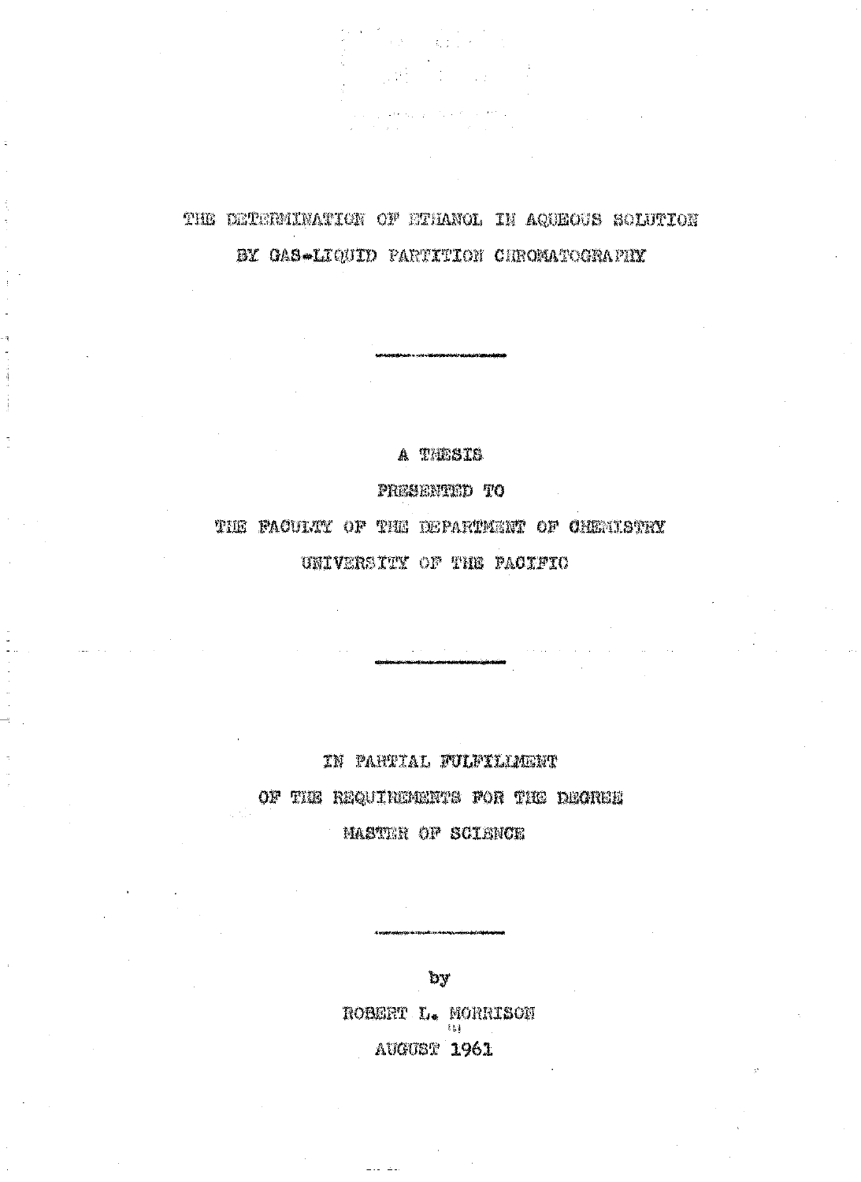# THE DETERMINATION OF ETHANOL IN AQUEOUS SOLUTION BY GAS-LIQUID PARTITION CHROMATOGRAPHY

---

A THESIS

PRESENTED TO

THE FACULTY OF THE DEPARTMENT OF CHEMISTRY

UNIVERSITY OF THE PACIFIC

---

IN PARTIAL FULFILLMENT

OF THE REQUIREMENTS FOR THE DEGREE

MASTER OF SCIENCE

---

by

ROBERT L. MORRISON

AUGUST 1961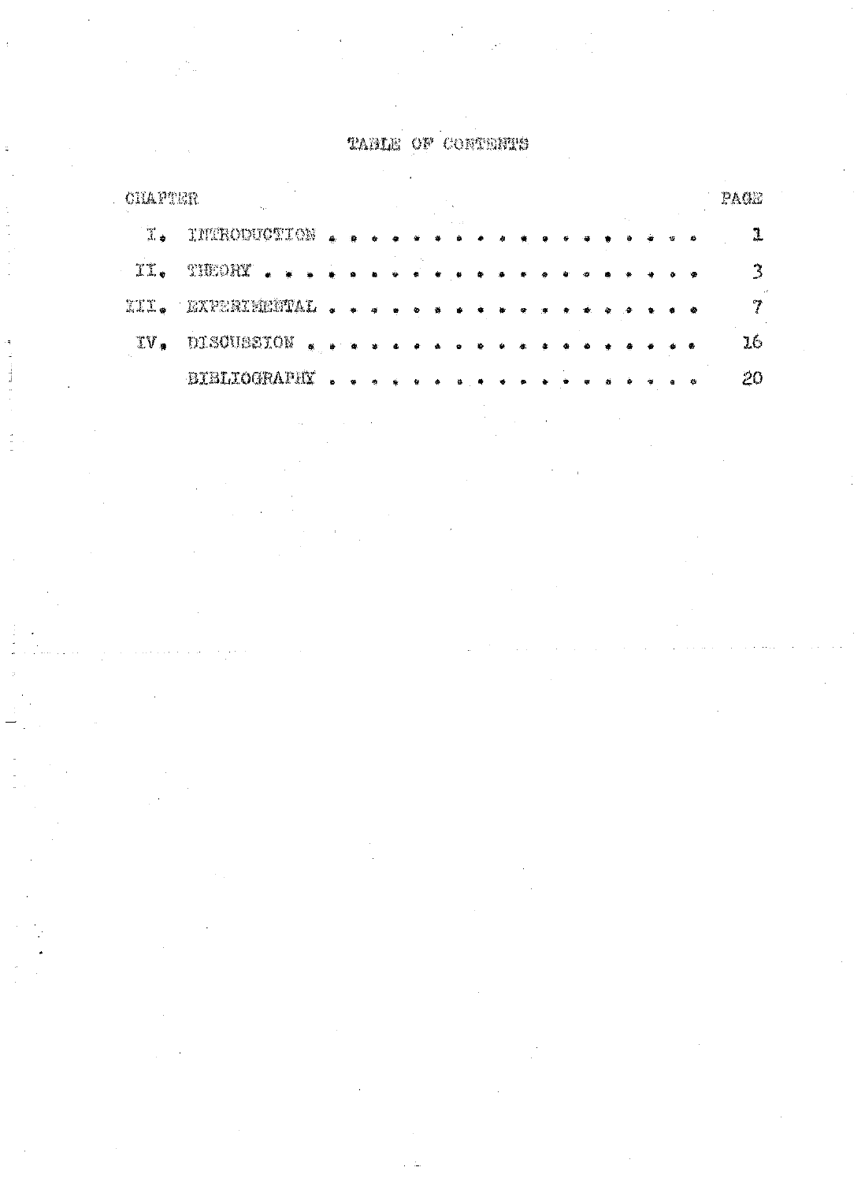# TABLE OF CONTENTS

| CHAPTER | | PAGE |
|---|---|---|
| I. | INTRODUCTION . . . . . . . . . . . . . . . . . . . . . | 1 |
| II. | THEORY . . . . . . . . . . . . . . . . . . . . . . . | 3 |
| III. | EXPERIMENTAL . . . . . . . . . . . . . . . . . . . . . | 7 |
| IV. | DISCUSSION . . . . . . . . . . . . . . . . . . . . . | 16 |
| | BIBLIOGRAPHY . . . . . . . . . . . . . . . . . . . . | 20 |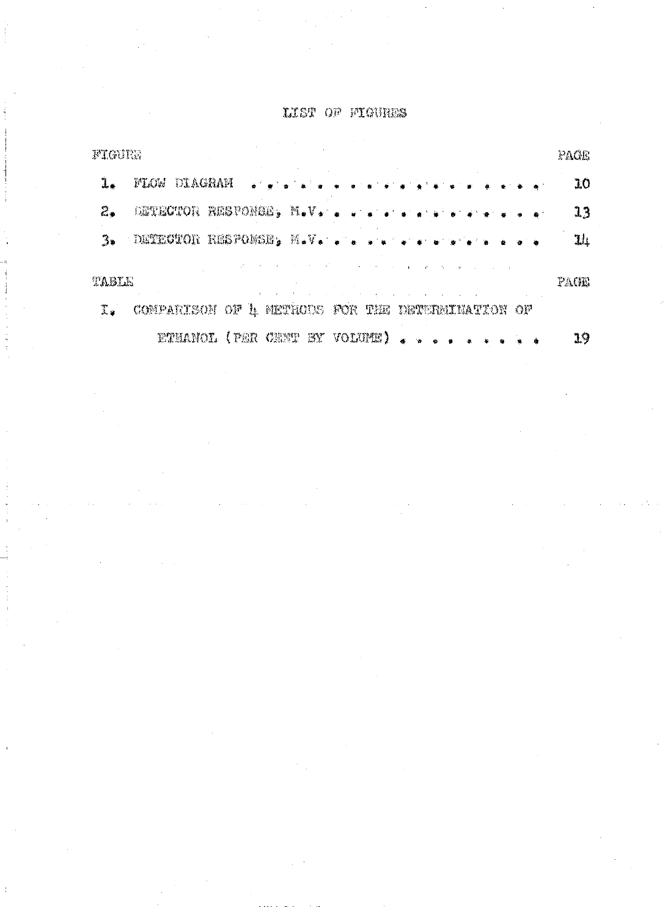# LIST OF FIGURES

| FIGURE | | PAGE |
|---|---|---|
| 1. | FLOW DIAGRAM . . . . . . . . . . . . . . . . . . . | 10 |
| 2. | DETECTOR RESPONSE, M.V. . . . . . . . . . . . . . | 13 |
| 3. | DETECTOR RESPONSE, M.V. . . . . . . . . . . . . . | 14 |

| TABLE | | PAGE |
|---|---|---|
| I. | COMPARISON OF 4 METHODS FOR THE DETERMINATION OF ETHANOL (PER CENT BY VOLUME) . . . . . . . . . | 19 |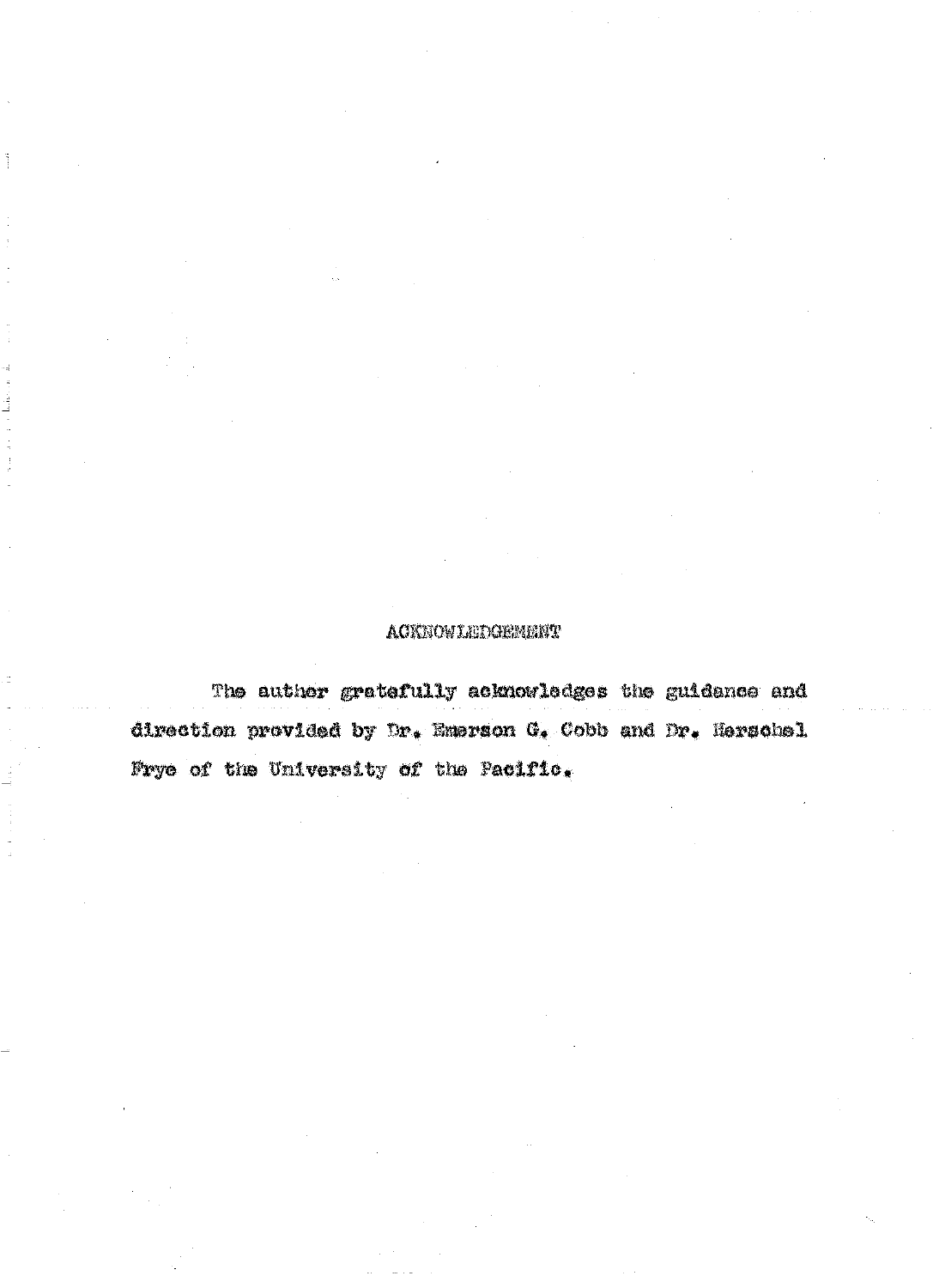## ACKNOWLEDGEMENT

The author gratefully acknowledges the guidance and direction provided by Dr. Emerson G. Cobb and Dr. Herschel Frye of the University of the Pacific.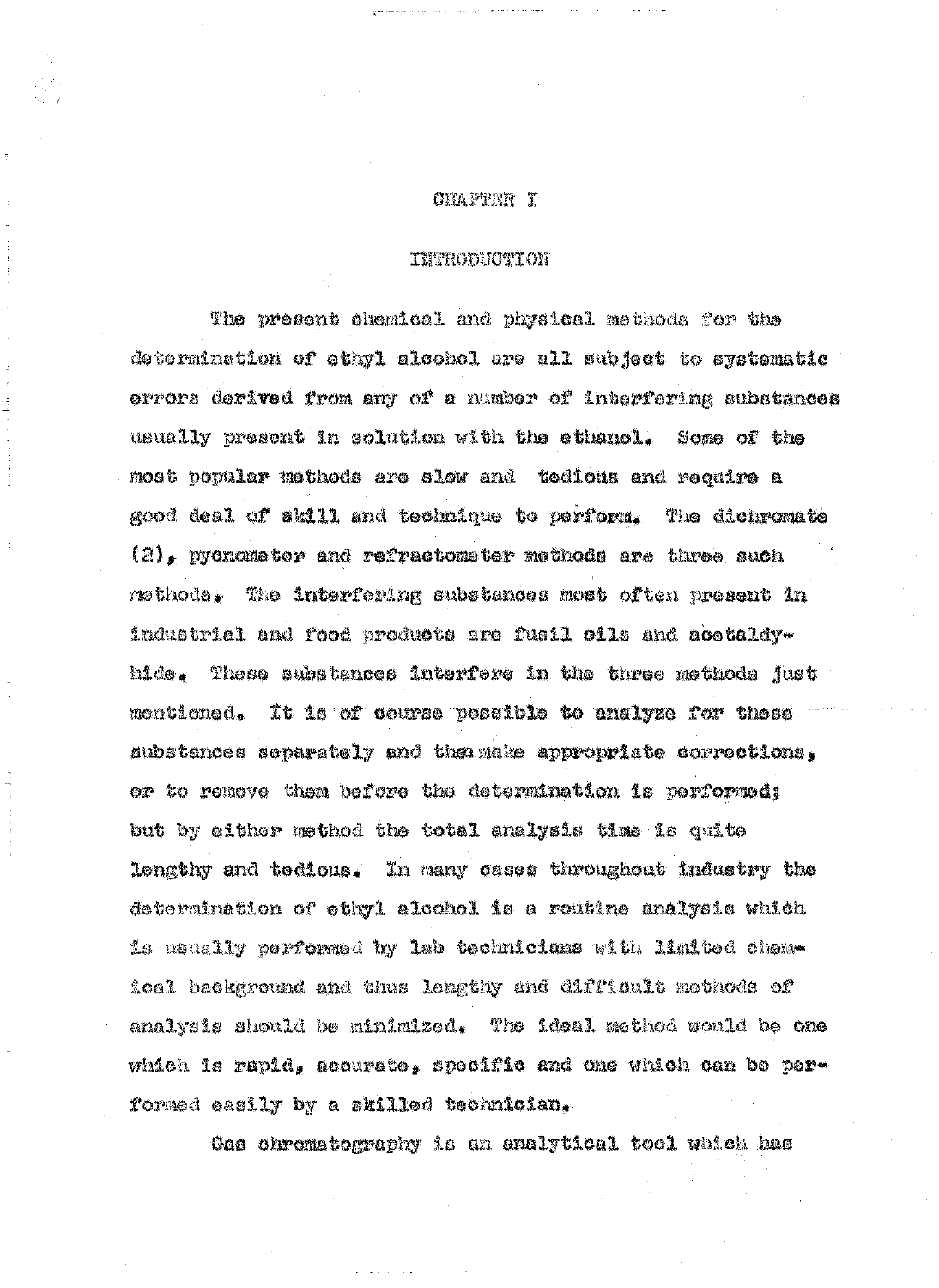# CHAPTER I

## INTRODUCTION

The present chemical and physical methods for the determination of ethyl alcohol are all subject to systematic errors derived from any of a number of interfering substances usually present in solution with the ethanol. Some of the most popular methods are slow and tedious and require a good deal of skill and technique to perform. The dichromate (2), pycnometer and refractometer methods are three such methods. The interfering substances most often present in industrial and food products are fusil oils and acetaldyhide. These substances interfere in the three methods just mentioned. It is of course possible to analyze for these substances separately and then make appropriate corrections, or to remove them before the determination is performed; but by either method the total analysis time is quite lengthy and tedious. In many cases throughout industry the determination of ethyl alcohol is a routine analysis which is usually performed by lab technicians with limited chemical background and thus lengthy and difficult methods of analysis should be minimized. The ideal method would be one which is rapid, accurate, specific and one which can be performed easily by a skilled technician.

Gas chromatography is an analytical tool which has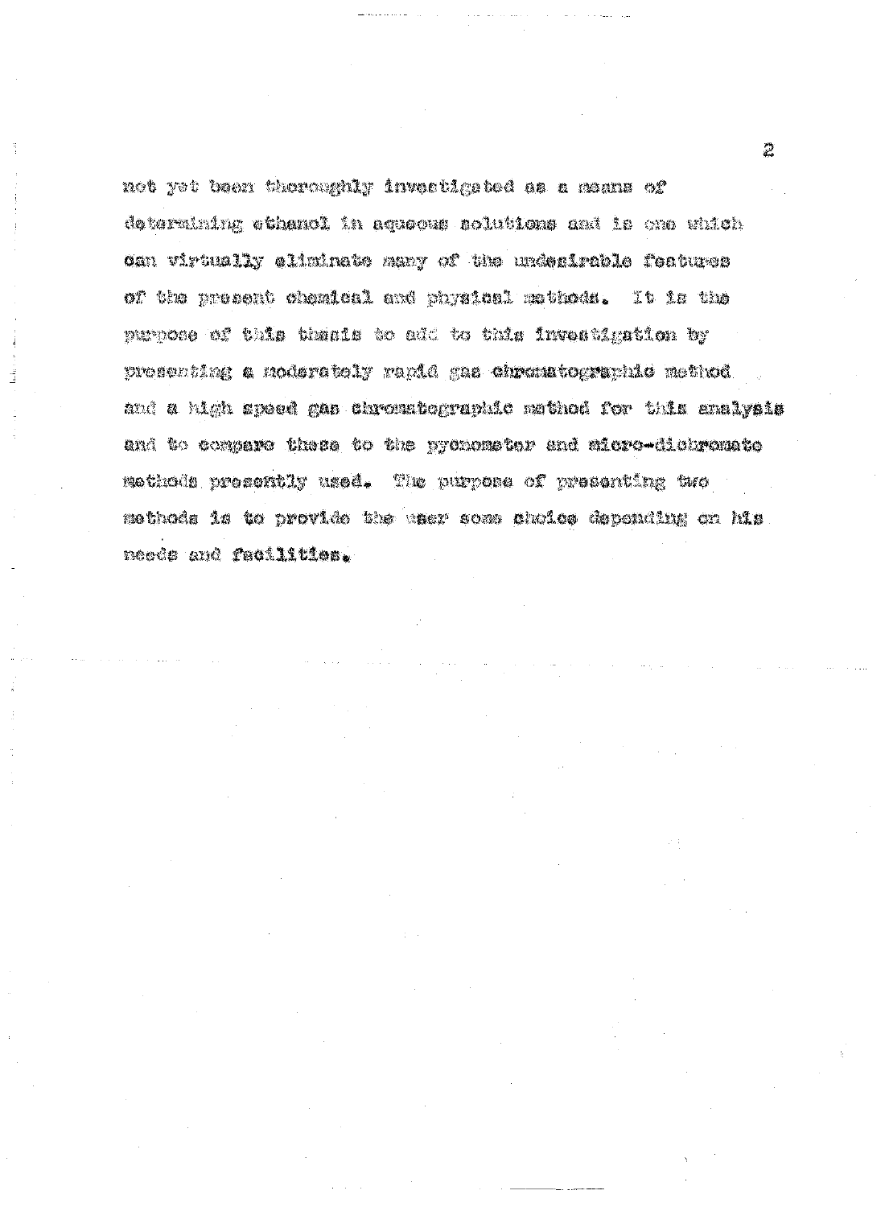not yet been thoroughly investigated as a means of determining ethanol in aqueous solutions and is one which can virtually eliminate many of the undesirable features of the present chemical and physical methods. It is the purpose of this thesis to add to this investigation by presenting a moderately rapid gas chromatographic method and a high speed gas chromatographic method for this analysis and to compare these to the pycnometer and micro-dichromate methods presently used. The purpose of presenting two methods is to provide the user some choice depending on his needs and facilities.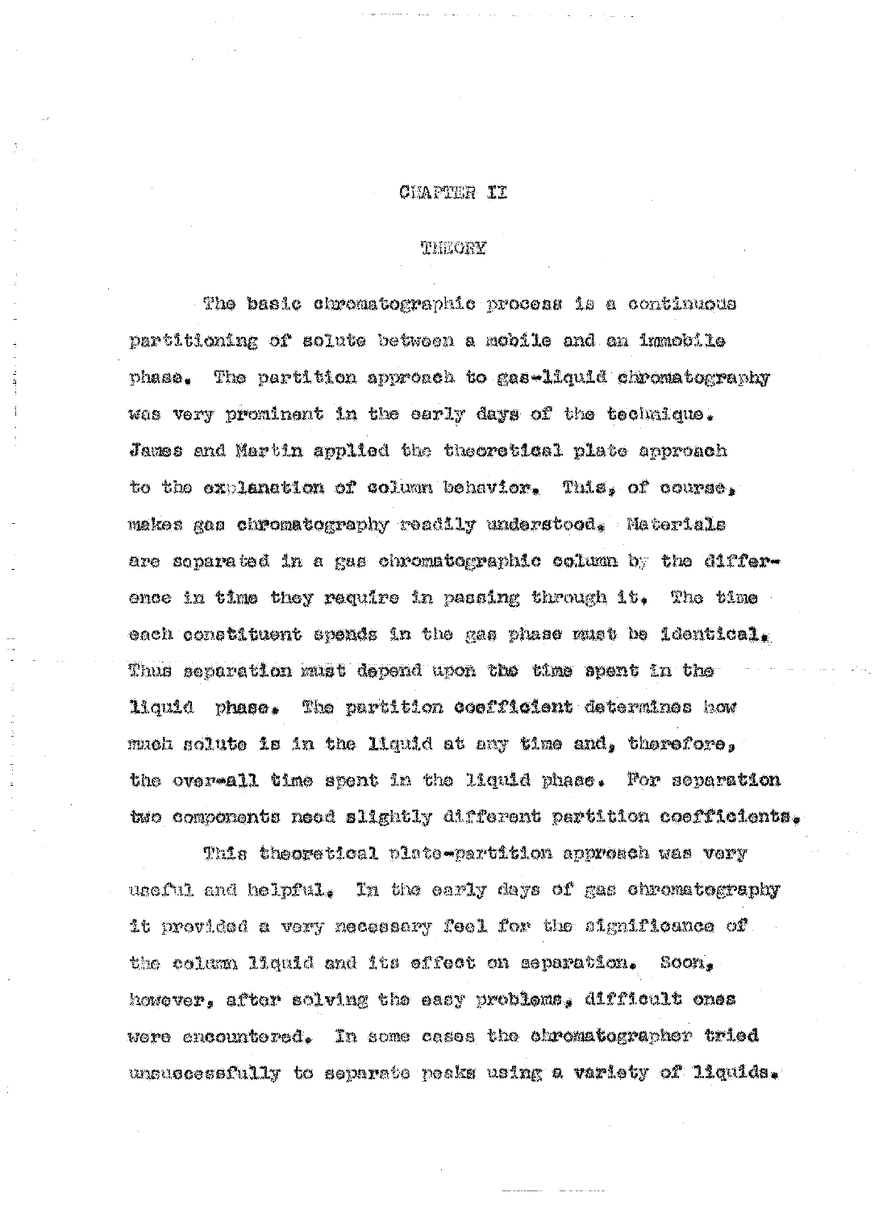# CHAPTER II

## THEORY

The basic chromatographic process is a continuous partitioning of solute between a mobile and an immobile phase. The partition approach to gas-liquid chromatography was very prominent in the early days of the technique. James and Martin applied the theoretical plate approach to the explanation of column behavior. This, of course, makes gas chromatography readily understood. Materials are separated in a gas chromatographic column by the difference in time they require in passing through it. The time each constituent spends in the gas phase must be identical. Thus separation must depend upon the time spent in the liquid phase. The partition coefficient determines how much solute is in the liquid at any time and, therefore, the over-all time spent in the liquid phase. For separation two components need slightly different partition coefficients.

This theoretical plate-partition approach was very useful and helpful. In the early days of gas chromatography it provided a very necessary feel for the significance of the column liquid and its effect on separation. Soon, however, after solving the easy problems, difficult ones were encountered. In some cases the chromatographer tried unsuccessfully to separate peaks using a variety of liquids.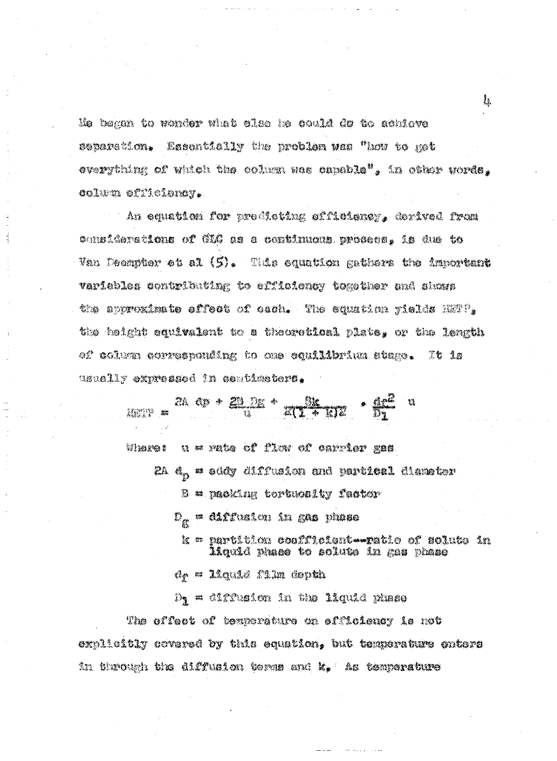He began to wonder what else he could do to achieve separation. Essentially the problem was "how to get everything of which the column was capable", in other words, column efficiency.

An equation for predicting efficiency, derived from considerations of GLC as a continuous process, is due to Van Deempter et al (5). This equation gathers the important variables contributing to efficiency together and shows the approximate effect of each. The equation yields HETP, the height equivalent to a theoretical plate, or the length of column corresponding to one equilibrium stage. It is usually expressed in centimeters.

$$HETP = 2A\ d_p + \frac{2B\ D_g}{u} + \frac{8k}{\pi(1 + k)^2} \cdot \frac{d_f^2}{D_l}\ u$$

Where: $u$ = rate of flow of carrier gas

$2A\ d_p$ = eddy diffusion and partical diameter

$B$ = packing tortuosity factor

$D_g$ = diffusion in gas phase

$k$ = partition coefficient--ratio of solute in liquid phase to solute in gas phase

$d_f$ = liquid film depth

$D_l$ = diffusion in the liquid phase

The effect of temperature on efficiency is not explicitly covered by this equation, but temperature enters in through the diffusion terms and k. As temperature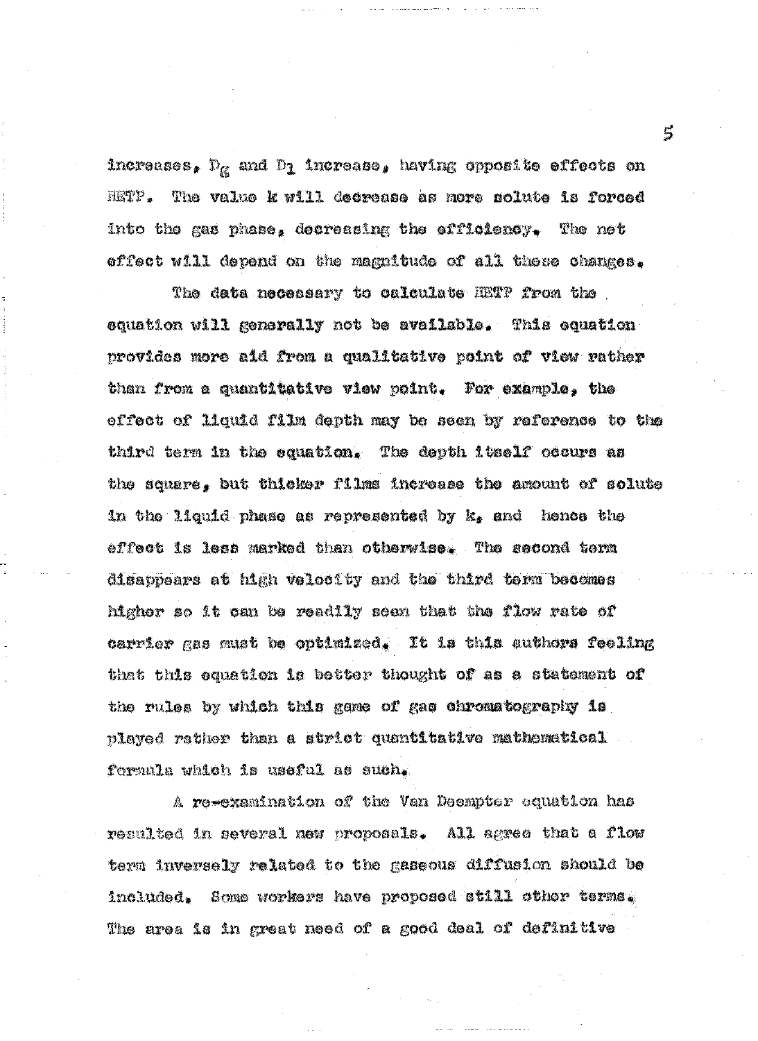increases, $D_g$ and $D_l$ increase, having opposite effects on HETP. The value k will decrease as more solute is forced into the gas phase, decreasing the efficiency. The net effect will depend on the magnitude of all these changes.

The data necessary to calculate HETP from the equation will generally not be available. This equation provides more aid from a qualitative point of view rather than from a quantitative view point. For example, the effect of liquid film depth may be seen by reference to the third term in the equation. The depth itself occurs as the square, but thicker films increase the amount of solute in the liquid phase as represented by k, and hence the effect is less marked than otherwise. The second term disappears at high velocity and the third term becomes higher so it can be readily seen that the flow rate of carrier gas must be optimized. It is this authors feeling that this equation is better thought of as a statement of the rules by which this game of gas chromatography is played rather than a strict quantitative mathematical formula which is useful as such.

A re-examination of the Van Deempter equation has resulted in several new proposals. All agree that a flow term inversely related to the gaseous diffusion should be included. Some workers have proposed still other terms. The area is in great need of a good deal of definitive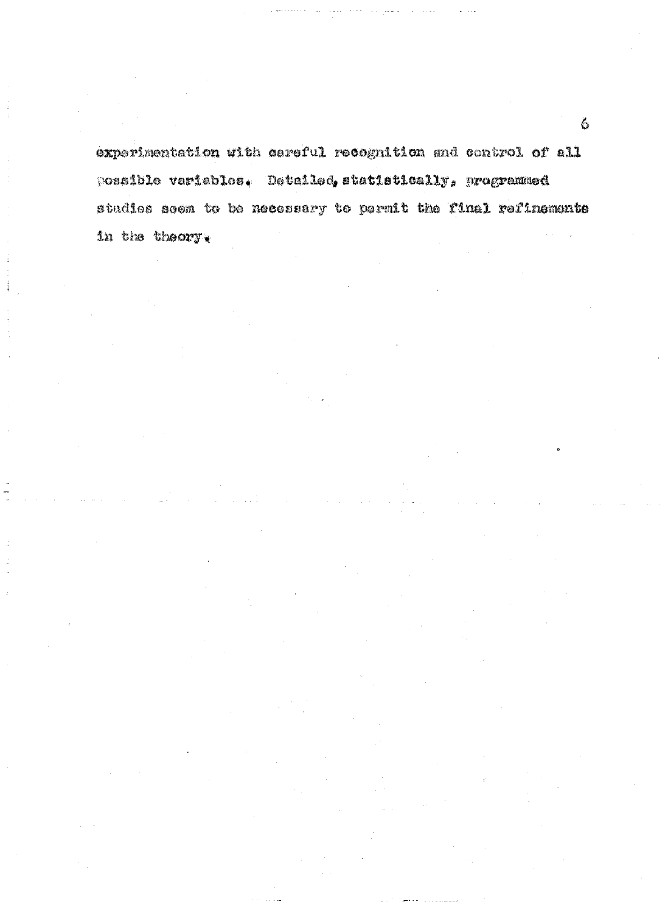experimentation with careful recognition and control of all possible variables. Detailed, statistically, programmed studies seem to be necessary to permit the final refinements in the theory.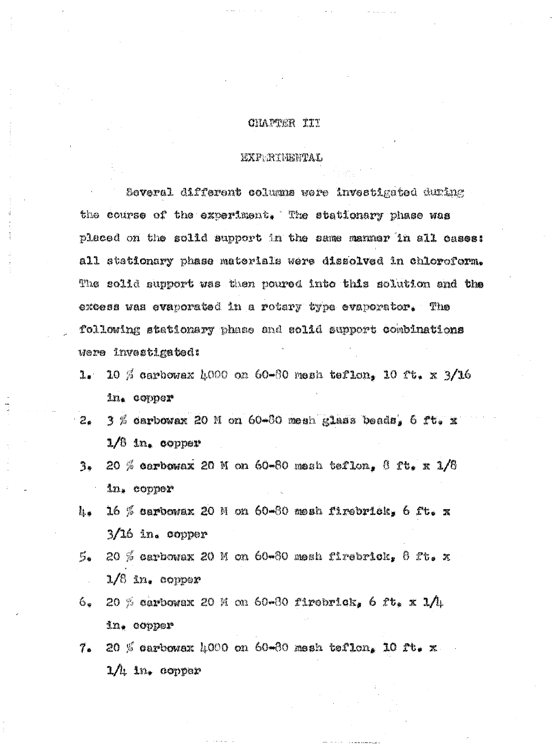# CHAPTER III

## EXPERIMENTAL

Several different columns were investigated during the course of the experiment. The stationary phase was placed on the solid support in the same manner in all cases: all stationary phase materials were dissolved in chloroform. The solid support was then poured into this solution and the excess was evaporated in a rotary type evaporator. The following stationary phase and solid support combinations were investigated:

1. 10 % carbowax 4000 on 60-80 mesh teflon, 10 ft. x 3/16 in. copper
2. 3 % carbowax 20 M on 60-80 mesh glass beads, 6 ft. x 1/8 in. copper
3. 20 % carbowax 20 M on 60-80 mesh teflon, 8 ft. x 1/8 in. copper
4. 16 % carbowax 20 M on 60-80 mesh firebrick, 6 ft. x 3/16 in. copper
5. 20 % carbowax 20 M on 60-80 mesh firebrick, 8 ft. x 1/8 in. copper
6. 20 % carbowax 20 M on 60-80 firebrick, 6 ft. x 1/4 in. copper
7. 20 % carbowax 4000 on 60-80 mesh teflon, 10 ft. x 1/4 in. copper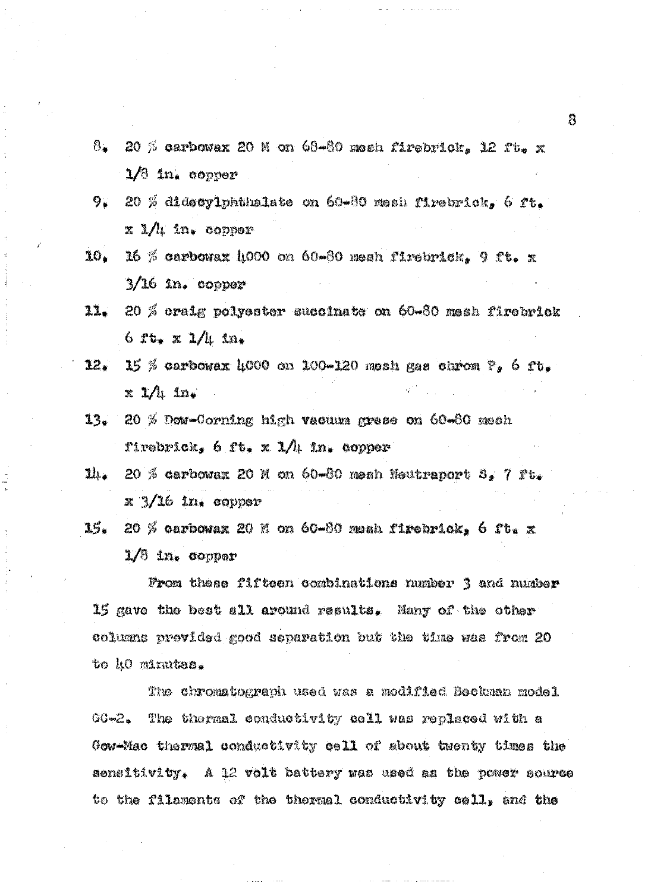8. 20 % carbowax 20 M on 60-80 mesh firebrick, 12 ft. x 1/8 in. copper

9. 20 % didecylphthalate on 60-80 mesh firebrick, 6 ft. x 1/4 in. copper

10. 16 % carbowax 4000 on 60-80 mesh firebrick, 9 ft. x 3/16 in. copper

11. 20 % craig polyester succinate on 60-80 mesh firebrick 6 ft. x 1/4 in.

12. 15 % carbowax 4000 on 100-120 mesh gas chrom P, 6 ft. x 1/4 in.

13. 20 % Dow-Corning high vacuum grese on 60-80 mesh firebrick, 6 ft. x 1/4 in. copper

14. 20 % carbowax 20 M on 60-80 mesh Neutraport S, 7 ft. x 3/16 in. copper

15. 20 % carbowax 20 M on 60-80 mesh firebrick, 6 ft. x 1/8 in. copper

From these fifteen combinations number 3 and number 15 gave the best all around results. Many of the other columns provided good separation but the time was from 20 to 40 minutes.

The chromatograph used was a modified Beckman model GC-2. The thermal conductivity cell was replaced with a Gow-Mac thermal conductivity cell of about twenty times the sensitivity. A 12 volt battery was used as the power source to the filaments of the thermal conductivity cell, and the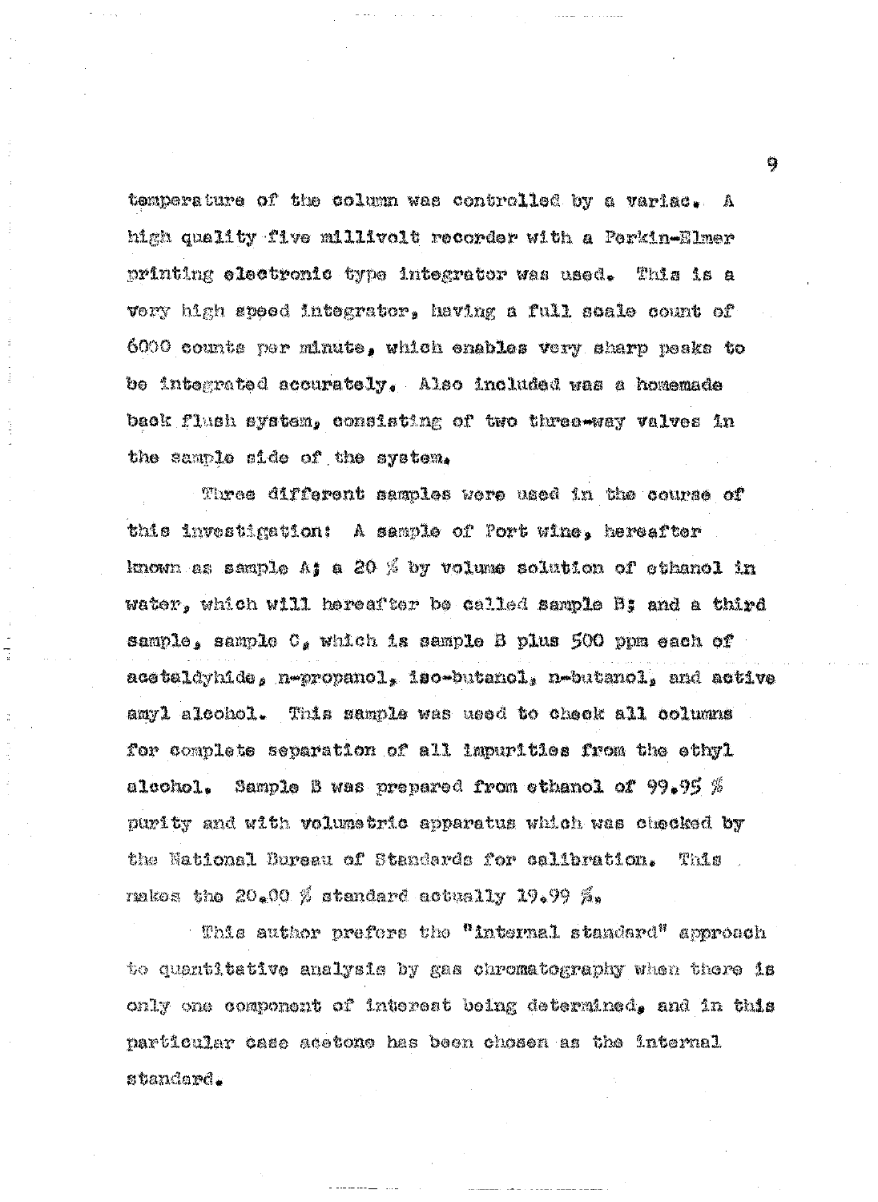temperature of the column was controlled by a variac. A high quality five millivolt recorder with a Perkin-Elmer printing electronic type integrator was used. This is a very high speed integrator, having a full scale count of 6000 counts per minute, which enables very sharp peaks to be integrated accurately. Also included was a homemade back flush system, consisting of two three-way valves in the sample side of the system.

Three different samples were used in the course of this investigation: A sample of Port wine, hereafter known as sample A; a 20 % by volume solution of ethanol in water, which will hereafter be called sample B; and a third sample, sample C, which is sample B plus 500 ppm each of acetaldyhide, n-propanol, iso-butanol, n-butanol, and active amyl alcohol. This sample was used to check all columns for complete separation of all impurities from the ethyl alcohol. Sample B was prepared from ethanol of 99.95 % purity and with volumetric apparatus which was checked by the National Bureau of Standards for calibration. This makes the 20.00 % standard actually 19.99 %.

This author prefers the "internal standard" approach to quantitative analysis by gas chromatography when there is only one component of interest being determined, and in this particular case acetone has been chosen as the internal standard.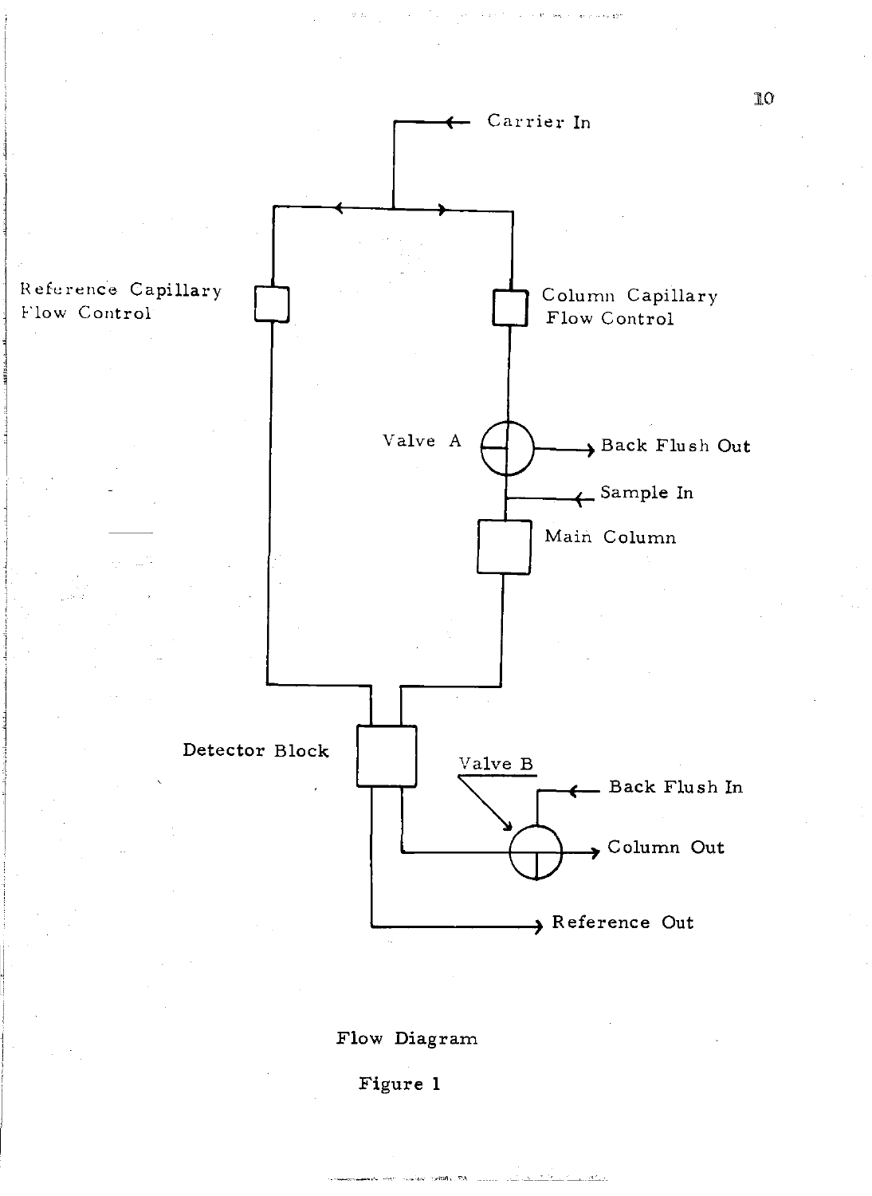Carrier In

Reference Capillary Flow Control

Column Capillary Flow Control

Valve A

Back Flush Out

Sample In

Main Column

Detector Block

Valve B

Back Flush In

Column Out

Reference Out

Flow Diagram

Figure 1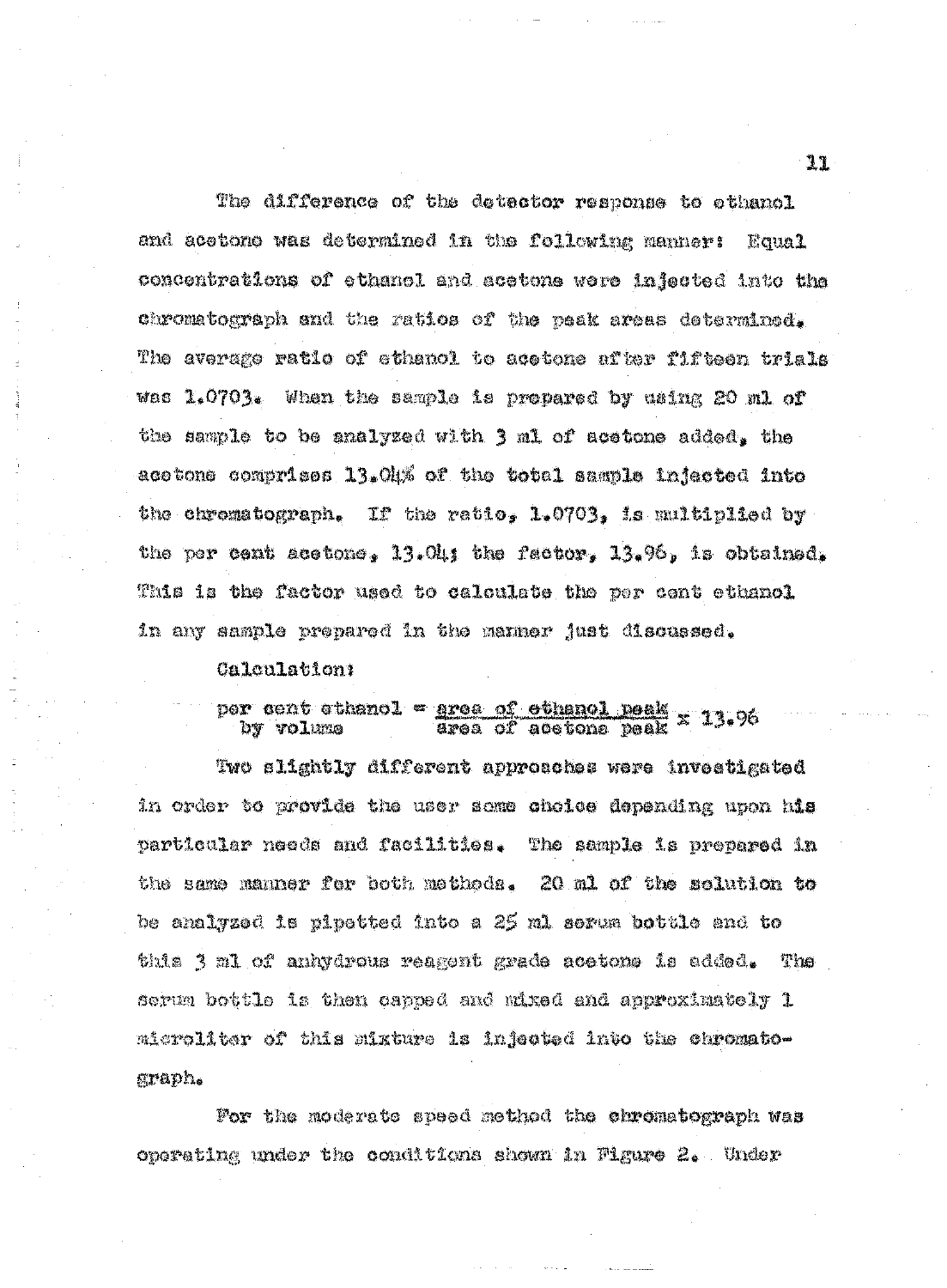The difference of the detector response to ethanol and acetone was determined in the following manner: Equal concentrations of ethanol and acetone were injected into the chromatograph and the ratios of the peak areas determined. The average ratio of ethanol to acetone after fifteen trials was 1.0703. When the sample is prepared by using 20 ml of the sample to be analyzed with 3 ml of acetone added, the acetone comprises 13.04% of the total sample injected into the chromatograph. If the ratio, 1.0703, is multiplied by the per cent acetone, 13.04; the factor, 13.96, is obtained. This is the factor used to calculate the per cent ethanol in any sample prepared in the manner just discussed.

Calculation:

$$\text{per cent ethanol by volume} = \frac{\text{area of ethanol peak}}{\text{area of acetone peak}} \times 13.96$$

Two slightly different approaches were investigated in order to provide the user some choice depending upon his particular needs and facilities. The sample is prepared in the same manner for both methods. 20 ml of the solution to be analyzed is pipetted into a 25 ml serum bottle and to this 3 ml of anhydrous reagent grade acetone is added. The serum bottle is then capped and mixed and approximately 1 microliter of this mixture is injected into the chromatograph.

For the moderate speed method the chromatograph was operating under the conditions shown in Figure 2. Under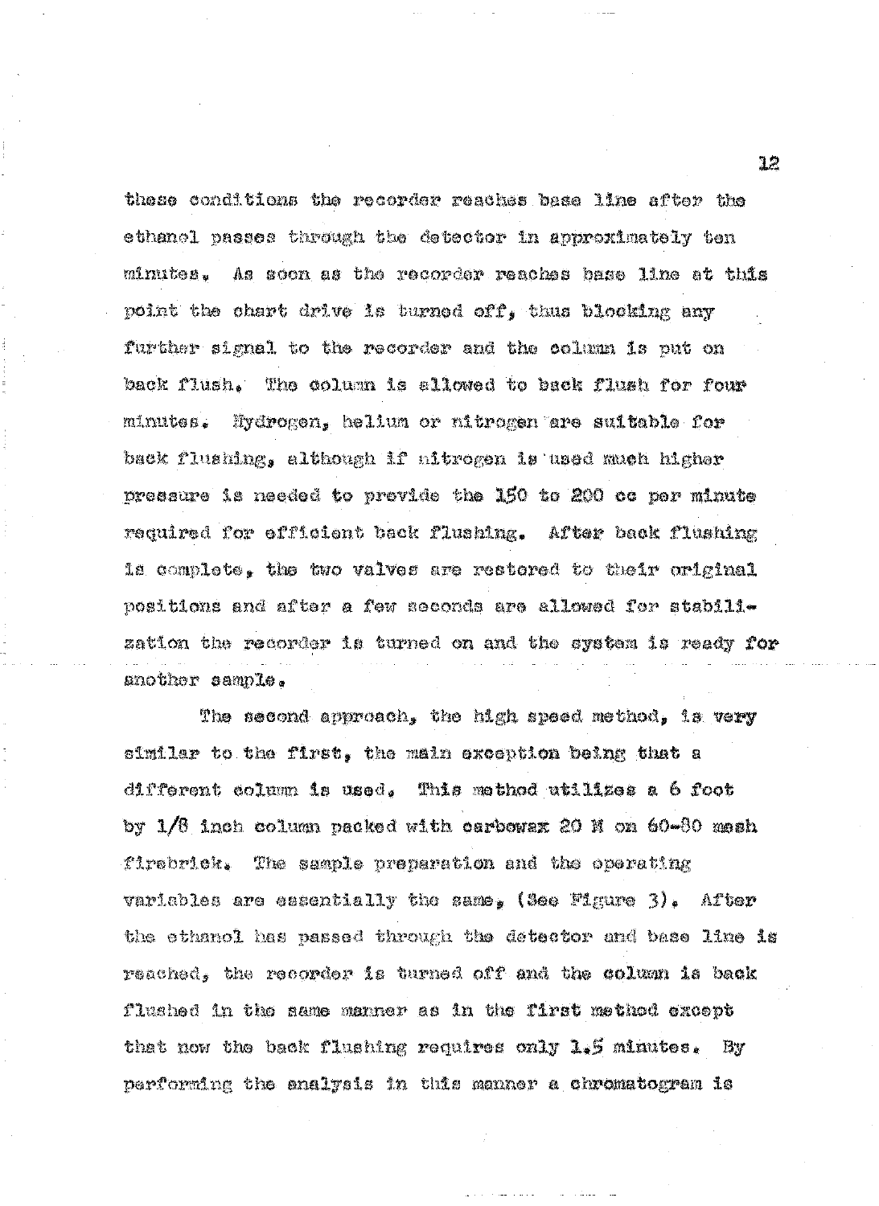these conditions the recorder reaches base line after the ethanol passes through the detector in approximately ten minutes. As soon as the recorder reaches base line at this point the chart drive is turned off, thus blocking any further signal to the recorder and the column is put on back flush. The column is allowed to back flush for four minutes. Hydrogen, helium or nitrogen are suitable for back flushing, although if nitrogen is used much higher pressure is needed to provide the 150 to 200 cc per minute required for efficient back flushing. After back flushing is complete, the two valves are restored to their original positions and after a few seconds are allowed for stabilization the recorder is turned on and the system is ready for another sample.

The second approach, the high speed method, is very similar to the first, the main exception being that a different column is used. This method utilizes a 6 foot by 1/8 inch column packed with carbowax 20 M on 60-80 mesh firebrick. The sample preparation and the operating variables are essentially the same, (See Figure 3). After the ethanol has passed through the detector and base line is reached, the recorder is turned off and the column is back flushed in the same manner as in the first method except that now the back flushing requires only 1.5 minutes. By performing the analysis in this manner a chromatogram is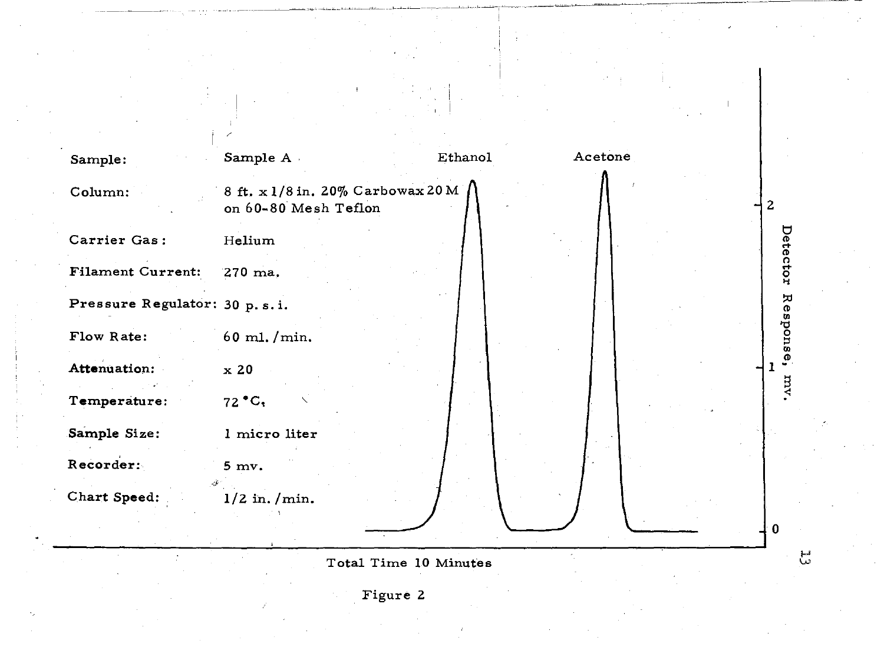| | |
|---|---|
| Sample: | Sample A |
| Column: | 8 ft. x 1/8 in. 20% Carbowax 20 M on 60-80 Mesh Teflon |
| Carrier Gas: | Helium |
| Filament Current: | 270 ma. |
| Pressure Regulator: | 30 p. s. i. |
| Flow Rate: | 60 ml. /min. |
| Attenuation: | x 20 |
| Temperature: | 72 °C. |
| Sample Size: | 1 micro liter |
| Recorder: | 5 mv. |
| Chart Speed: | 1/2 in. /min. |

Ethanol

Acetone

Detector Response, mv.

0

1

2

Total Time 10 Minutes

Figure 2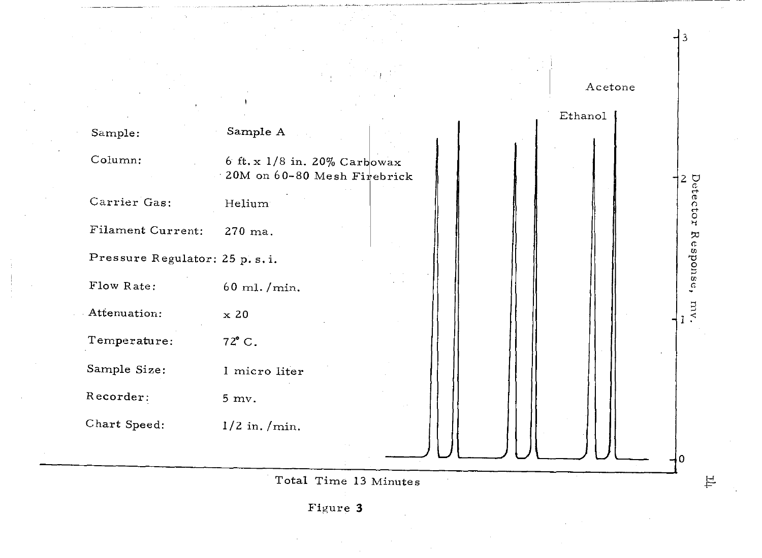| Sample: | Sample A |
|---|---|
| Column: | 6 ft. x 1/8 in. 20% Carbowax 20M on 60-80 Mesh Firebrick |
| Carrier Gas: | Helium |
| Filament Current: | 270 ma. |
| Pressure Regulator: | 25 p. s. i. |
| Flow Rate: | 60 ml. /min. |
| Attenuation: | x 20 |
| Temperature: | 72° C. |
| Sample Size: | 1 micro liter |
| Recorder: | 5 mv. |
| Chart Speed: | 1/2 in. /min. |

Acetone

Ethanol

Detector Response, mv.

Total Time 13 Minutes

Figure 3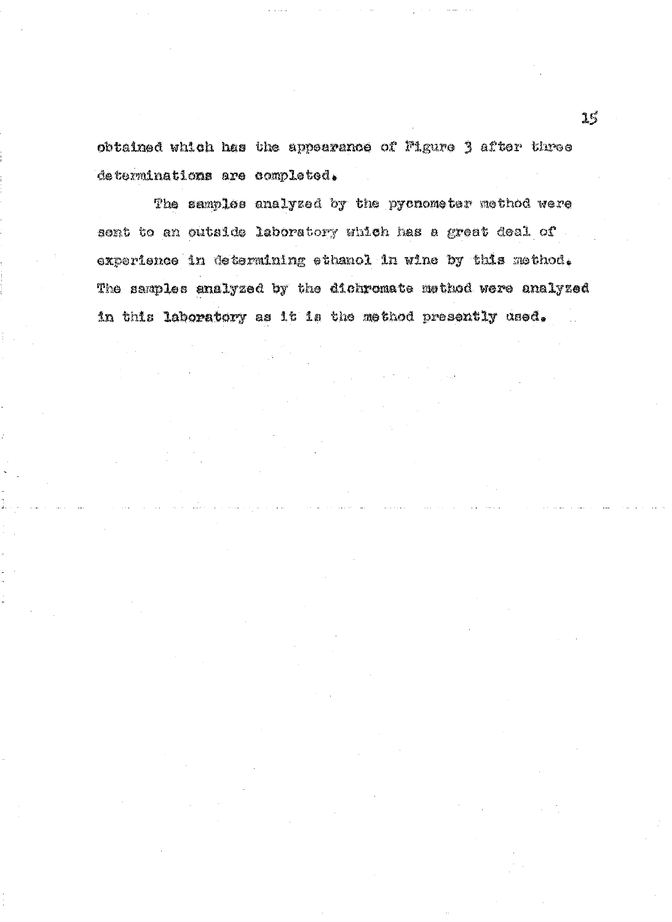obtained which has the appearance of Figure 3 after three determinations are completed.

The samples analyzed by the pycnometer method were sent to an outside laboratory which has a great deal of experience in determining ethanol in wine by this method. The samples analyzed by the dichromate method were analyzed in this laboratory as it is the method presently used.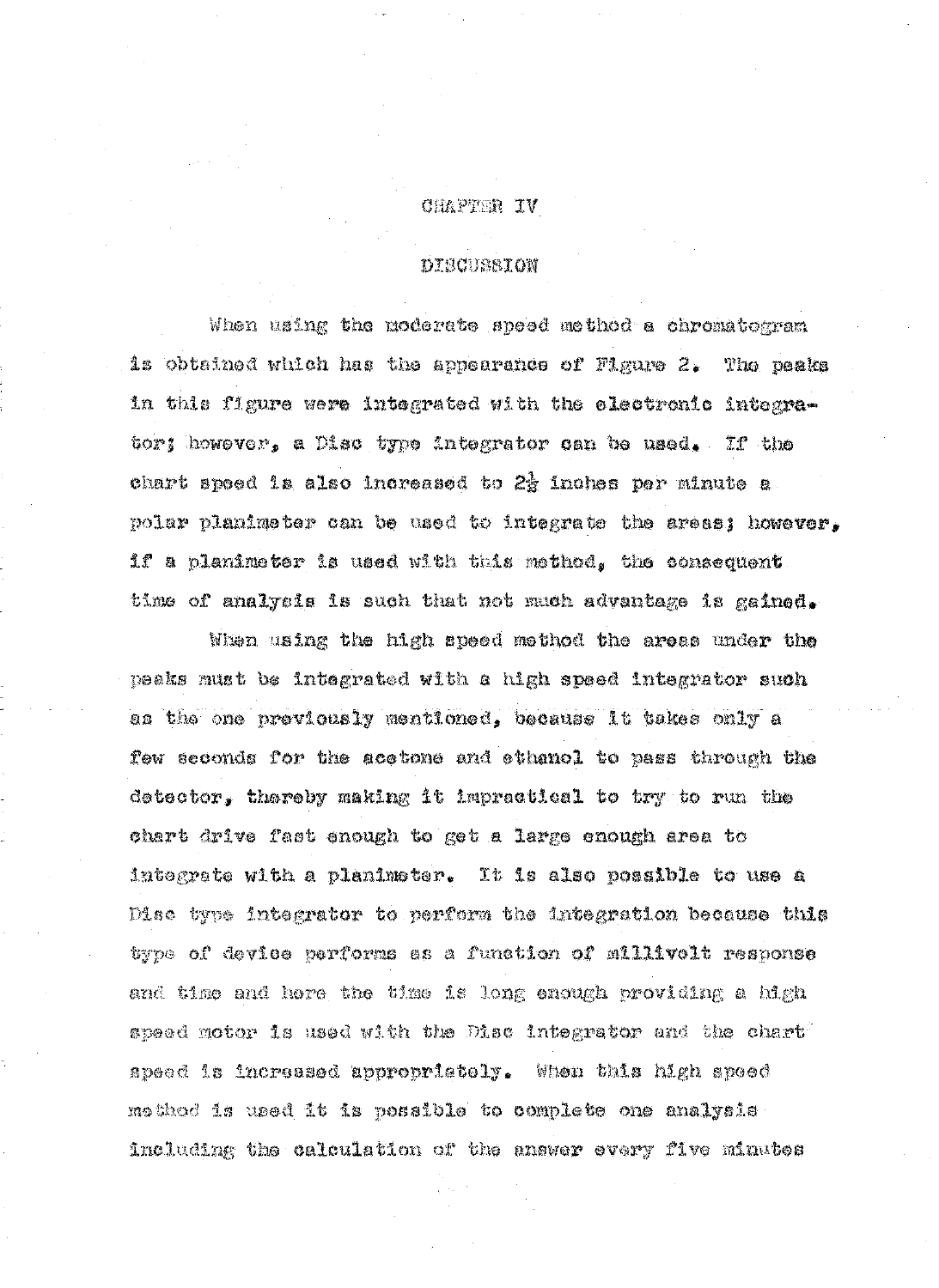# CHAPTER IV

## DISCUSSION

When using the moderate speed method a chromatogram is obtained which has the appearance of Figure 2. The peaks in this figure were integrated with the electronic integrator; however, a Disc type integrator can be used. If the chart speed is also increased to $2\frac{1}{2}$ inches per minute a polar planimeter can be used to integrate the areas; however, if a planimeter is used with this method, the consequent time of analysis is such that not much advantage is gained.

When using the high speed method the areas under the peaks must be integrated with a high speed integrator such as the one previously mentioned, because it takes only a few seconds for the acetone and ethanol to pass through the detector, thereby making it impractical to try to run the chart drive fast enough to get a large enough area to integrate with a planimeter. It is also possible to use a Disc type integrator to perform the integration because this type of device performs as a function of millivolt response and time and here the time is long enough providing a high speed motor is used with the Disc integrator and the chart speed is increased appropriately. When this high speed method is used it is possible to complete one analysis including the calculation of the answer every five minutes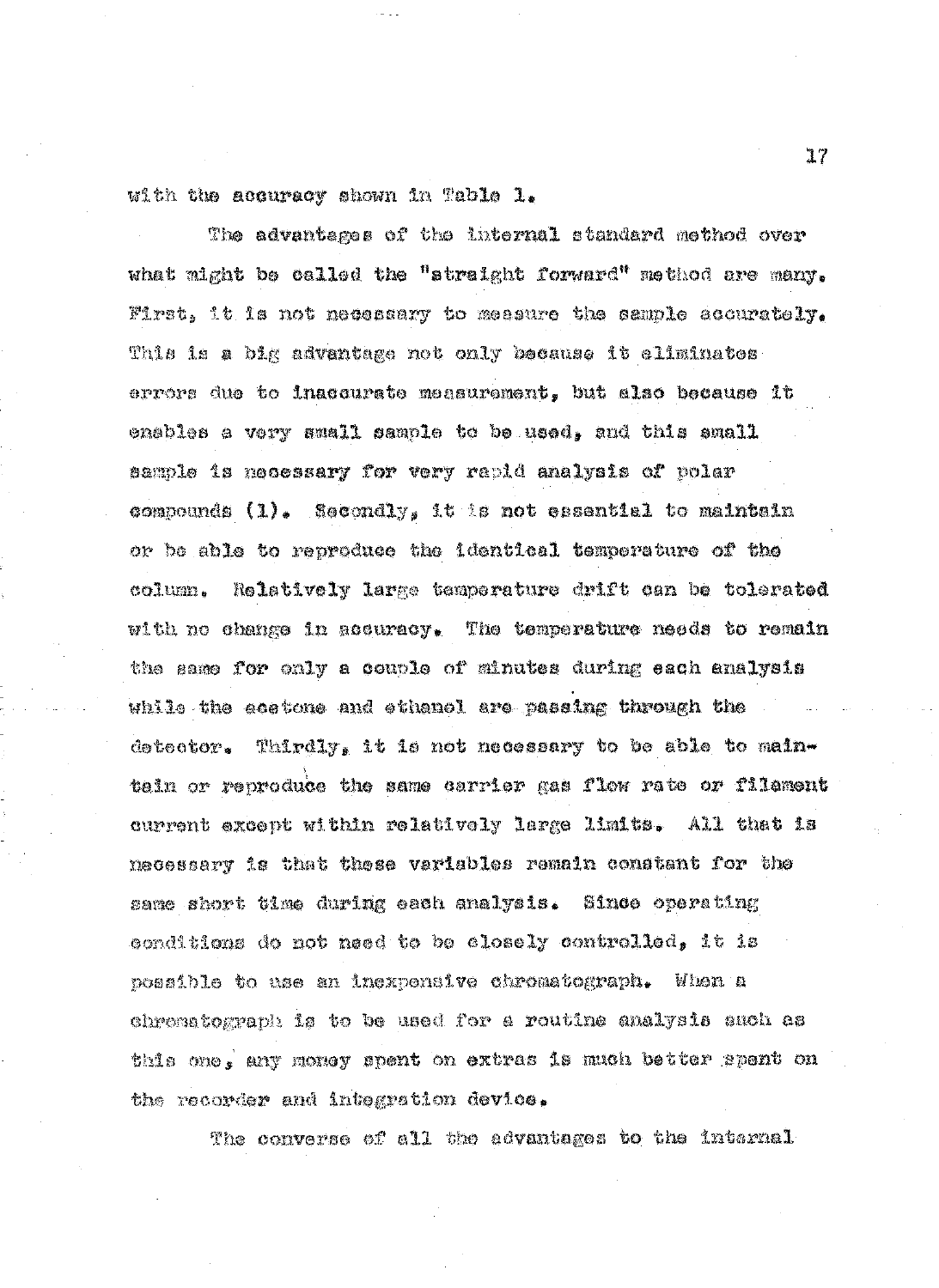with the accuracy shown in Table 1.

The advantages of the internal standard method over what might be called the "straight forward" method are many. First, it is not necessary to measure the sample accurately. This is a big advantage not only because it eliminates errors due to inaccurate measurement, but also because it enables a very small sample to be used, and this small sample is necessary for very rapid analysis of polar compounds (1). Secondly, it is not essential to maintain or be able to reproduce the identical temperature of the column. Relatively large temperature drift can be tolerated with no change in accuracy. The temperature needs to remain the same for only a couple of minutes during each analysis while the acetone and ethanol are passing through the detector. Thirdly, it is not necessary to be able to maintain or reproduce the same carrier gas flow rate or filament current except within relatively large limits. All that is necessary is that these variables remain constant for the same short time during each analysis. Since operating conditions do not need to be closely controlled, it is possible to use an inexpensive chromatograph. When a chromatograph is to be used for a routine analysis such as this one, any money spent on extras is much better spent on the recorder and integration device.

The converse of all the advantages to the internal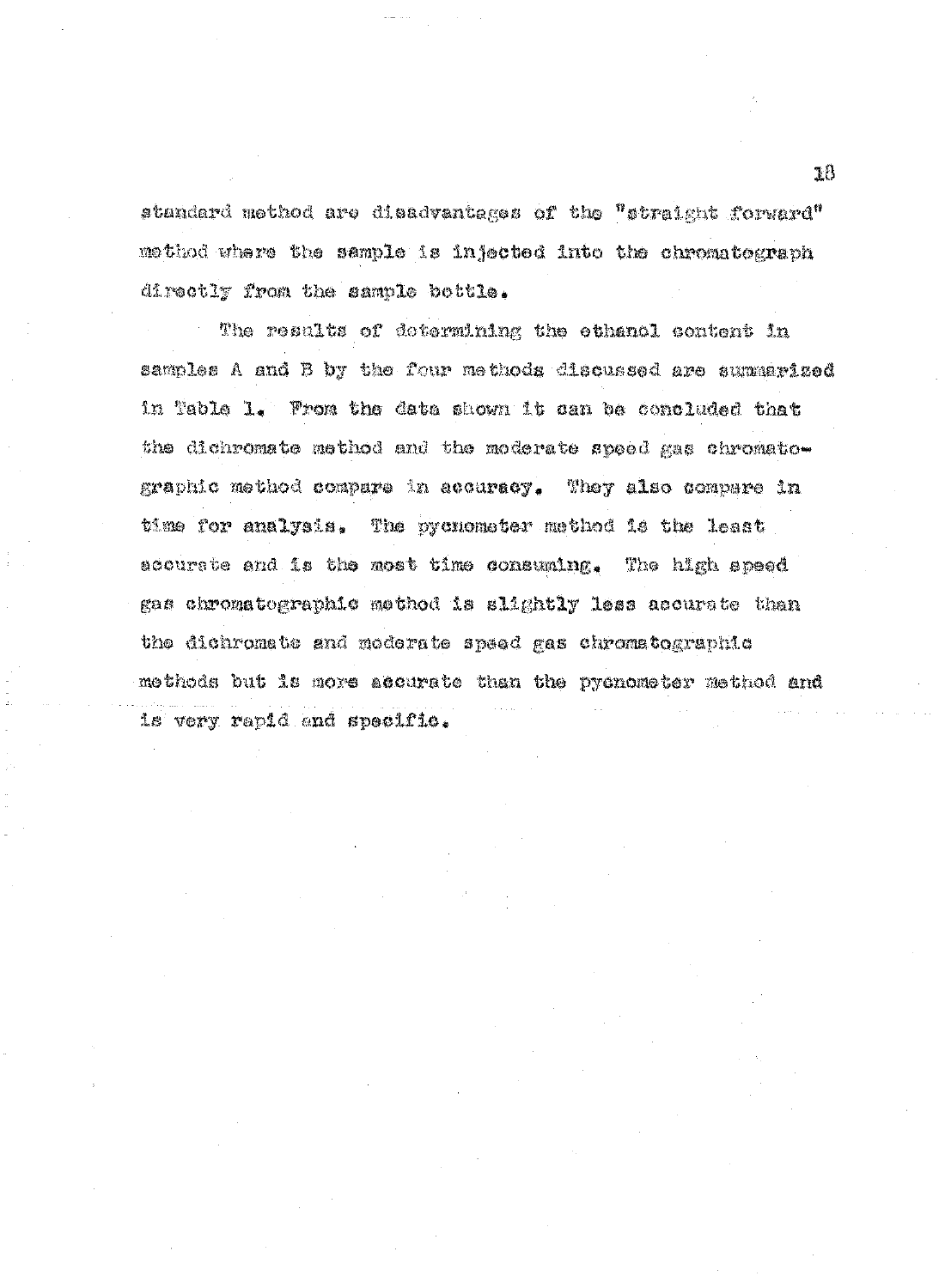standard method are disadvantages of the "straight forward" method where the sample is injected into the chromatograph directly from the sample bottle.

The results of determining the ethanol content in samples A and B by the four methods discussed are summarized in Table 1. From the data shown it can be concluded that the dichromate method and the moderate speed gas chromatographic method compare in accuracy. They also compare in time for analysis. The pycnometer method is the least accurate and is the most time consuming. The high speed gas chromatographic method is slightly less accurate than the dichromate and moderate speed gas chromatographic methods but is more accurate than the pycnometer method and is very rapid and specific.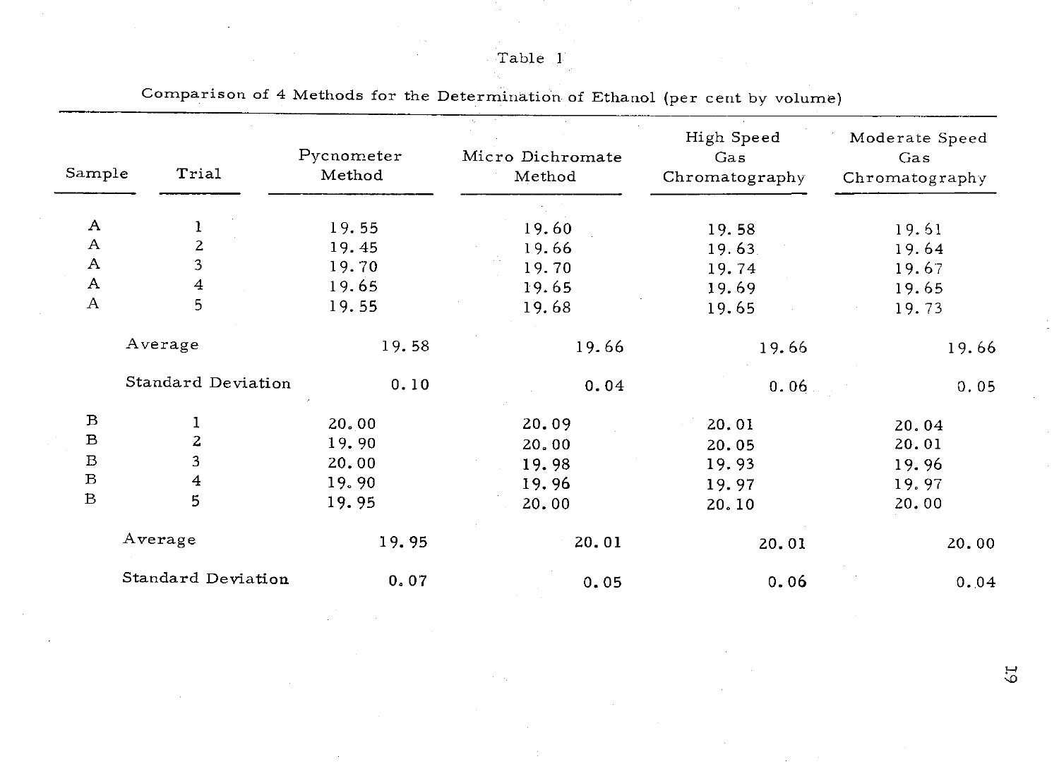Table 1

Comparison of 4 Methods for the Determination of Ethanol (per cent by volume)

| Sample | Trial | Pycnometer Method | Micro Dichromate Method | High Speed Gas Chromatography | Moderate Speed Gas Chromatography |
|---|---|---|---|---|---|
| A | 1 | 19.55 | 19.60 | 19.58 | 19.61 |
| A | 2 | 19.45 | 19.66 | 19.63 | 19.64 |
| A | 3 | 19.70 | 19.70 | 19.74 | 19.67 |
| A | 4 | 19.65 | 19.65 | 19.69 | 19.65 |
| A | 5 | 19.55 | 19.68 | 19.65 | 19.73 |
| | Average | 19.58 | 19.66 | 19.66 | 19.66 |
| | Standard Deviation | 0.10 | 0.04 | 0.06 | 0.05 |
| B | 1 | 20.00 | 20.09 | 20.01 | 20.04 |
| B | 2 | 19.90 | 20.00 | 20.05 | 20.01 |
| B | 3 | 20.00 | 19.98 | 19.93 | 19.96 |
| B | 4 | 19.90 | 19.96 | 19.97 | 19.97 |
| B | 5 | 19.95 | 20.00 | 20.10 | 20.00 |
| | Average | 19.95 | 20.01 | 20.01 | 20.00 |
| | Standard Deviation | 0.07 | 0.05 | 0.06 | 0.04 |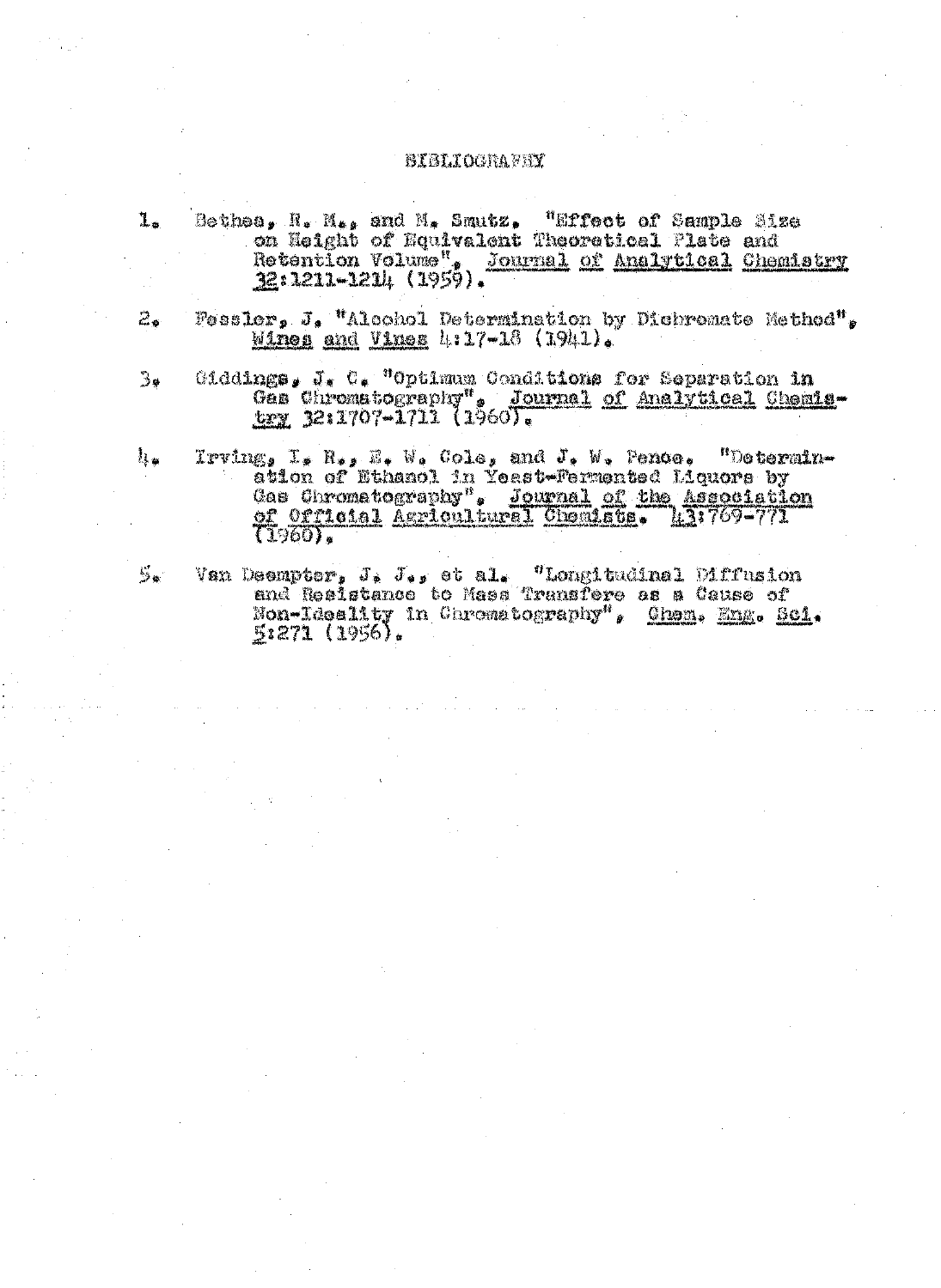# BIBLIOGRAPHY

1. Bethea, R. M., and M. Smutz. "Effect of Sample Size on Height of Equivalent Theoretical Plate and Retention Volume", Journal of Analytical Chemistry 32:1211-1214 (1959).

2. Fessler, J. "Alcohol Determination by Dichromate Method", Wines and Vines 4:17-18 (1941).

3. Giddings, J. C. "Optimum Conditions for Separation in Gas Chromatography", Journal of Analytical Chemistry 32:1707-1711 (1960).

4. Irving, I. R., E. W. Cole, and J. W. Pence. "Determination of Ethanol in Yeast-Fermented Liquors by Gas Chromatography", Journal of the Association of Official Agricultural Chemists. 43:769-771 (1960).

5. Van Deempter, J. J., et al. "Longitudinal Diffusion and Resistance to Mass Transfere as a Cause of Non-Ideality in Chromatography", Chem. Eng. Sci. 5:271 (1956).